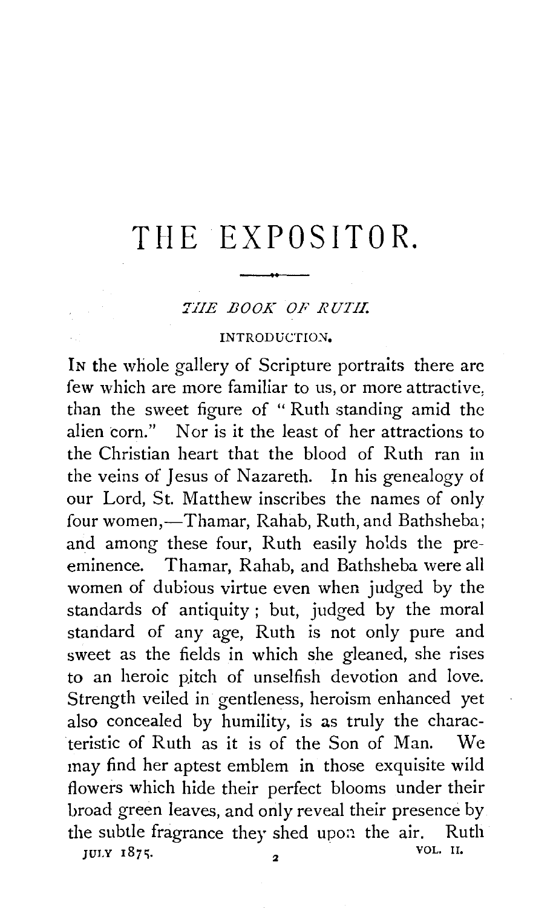# THE EXPOSITOR.

## *THE BOOK OF RUTH.*

### INTRODUCTION.

In the whole gallery of Scripture portraits there are few which are more familiar to us, or more attractive, than the sweet figure of "Ruth standing amid the alien corn." Nor is it the least of her attractions to the Christian heart that the blood of Ruth ran in the veins of Jesus of Nazareth. In his genealogy of our Lord, St. Matthew inscribes the names of only four women,—Thamar, Rahab, Ruth, and Bathsheba; and among these four, Ruth easily holds the pre-eminence. Thamar, Rahab, and Bathsheba were all women of dubious virtue even when judged by the standards of antiquity; but, judged by the moral standard of any age, Ruth is not only pure and sweet as the fields in which she gleaned, she rises to an heroic pitch of unselfish devotion and love. Strength veiled in gentleness, heroism enhanced yet also concealed by humility, is as truly the characteristic of Ruth as it is of the Son of Man. We may find her aptest emblem in those exquisite wild flowers which hide their perfect blooms under their broad green leaves, and only reveal their presence by the subtle fragrance they shed upon the air. Ruth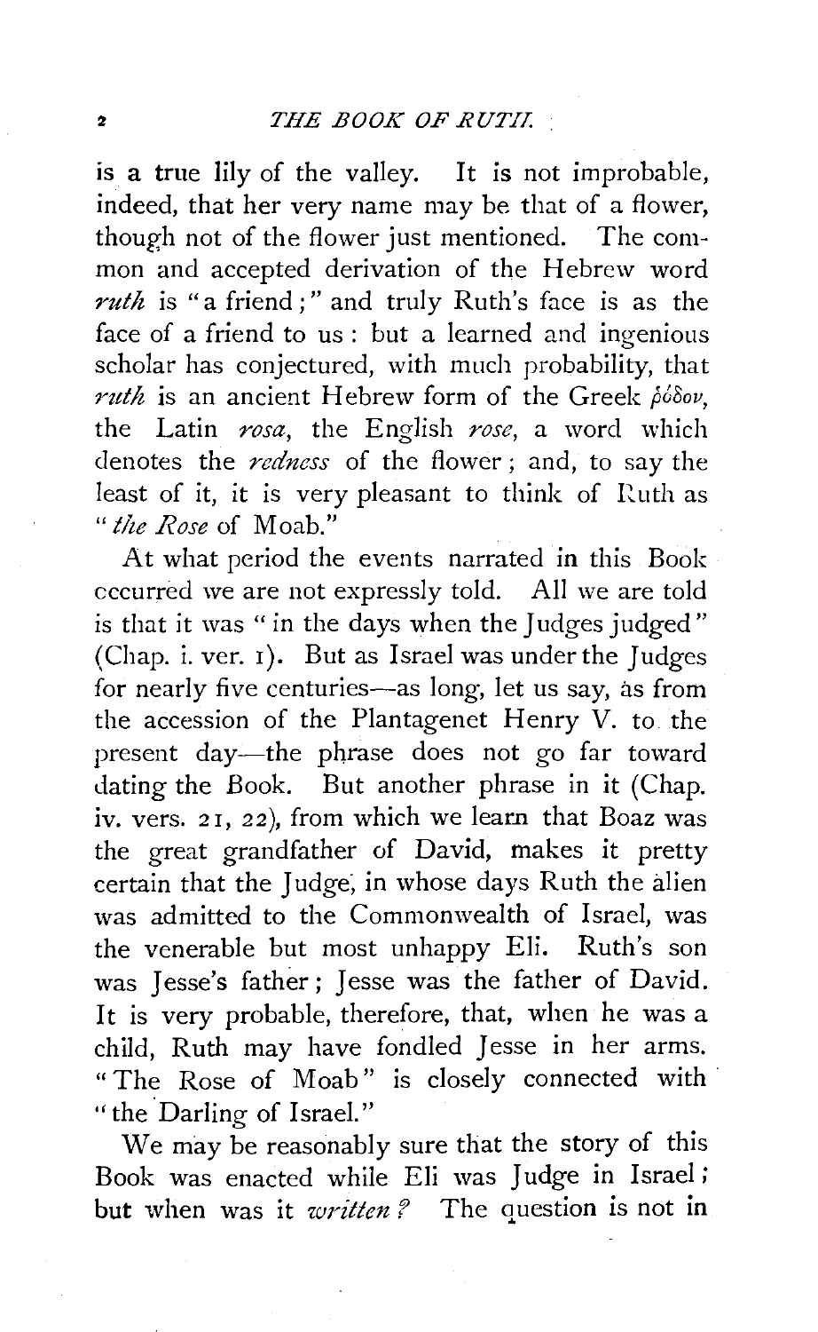is a true lily of the valley. It is not improbable, indeed, that her very name may be that of a flower, though not of the flower just mentioned. The common and accepted derivation of the Hebrew word *ruth* is "a friend;" and truly Ruth's face is as the face of a friend to us: but a learned and ingenious scholar has conjectured, with much probability, that *ruth* is an ancient Hebrew form of the Greek ῥόδον, the Latin *rosa*, the English *rose*, a word which denotes the *redness* of the flower; and, to say the least of it, it is very pleasant to think of Ruth as "*the Rose* of Moab."

At what period the events narrated in this Book occurred we are not expressly told. All we are told is that it was "in the days when the Judges judged" (Chap. i. ver. 1). But as Israel was under the Judges for nearly five centuries—as long, let us say, as from the accession of the Plantagenet Henry V. to the present day—the phrase does not go far toward dating the Book. But another phrase in it (Chap. iv. vers. 21, 22), from which we learn that Boaz was the great grandfather of David, makes it pretty certain that the Judge, in whose days Ruth the alien was admitted to the Commonwealth of Israel, was the venerable but most unhappy Eli. Ruth's son was Jesse's father; Jesse was the father of David. It is very probable, therefore, that, when he was a child, Ruth may have fondled Jesse in her arms. "The Rose of Moab" is closely connected with "the Darling of Israel."

We may be reasonably sure that the story of this Book was enacted while Eli was Judge in Israel; but when was it *written?* The question is not in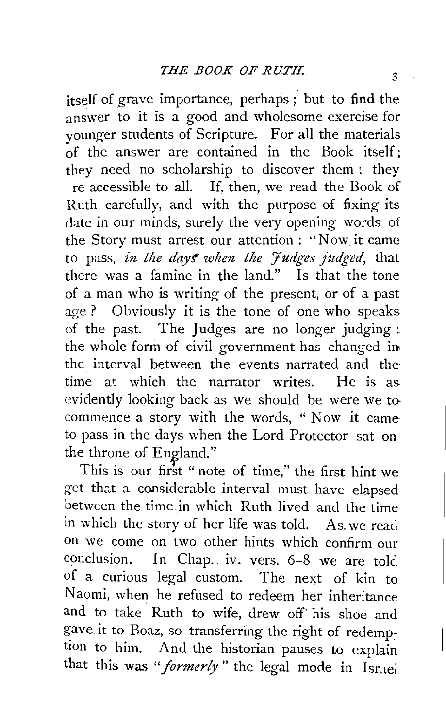itself of grave importance, perhaps; but to find the answer to it is a good and wholesome exercise for younger students of Scripture. For all the materials of the answer are contained in the Book itself; they need no scholarship to discover them: they re accessible to all. If, then, we read the Book of Ruth carefully, and with the purpose of fixing its date in our minds, surely the very opening words of the Story must arrest our attention: "Now it came to pass, *in the days when the Judges judged*, that there was a famine in the land." Is that the tone of a man who is writing of the present, or of a past age? Obviously it is the tone of one who speaks of the past. The Judges are no longer judging: the whole form of civil government has changed in the interval between the events narrated and the time at which the narrator writes. He is as evidently looking back as we should be were we to commence a story with the words, "Now it came to pass in the days when the Lord Protector sat on the throne of England."

This is our first "note of time," the first hint we get that a considerable interval must have elapsed between the time in which Ruth lived and the time in which the story of her life was told. As we read on we come on two other hints which confirm our conclusion. In Chap. iv. vers. 6–8 we are told of a curious legal custom. The next of kin to Naomi, when he refused to redeem her inheritance and to take Ruth to wife, drew off his shoe and gave it to Boaz, so transferring the right of redemption to him. And the historian pauses to explain that this was "*formerly*" the legal mode in Israel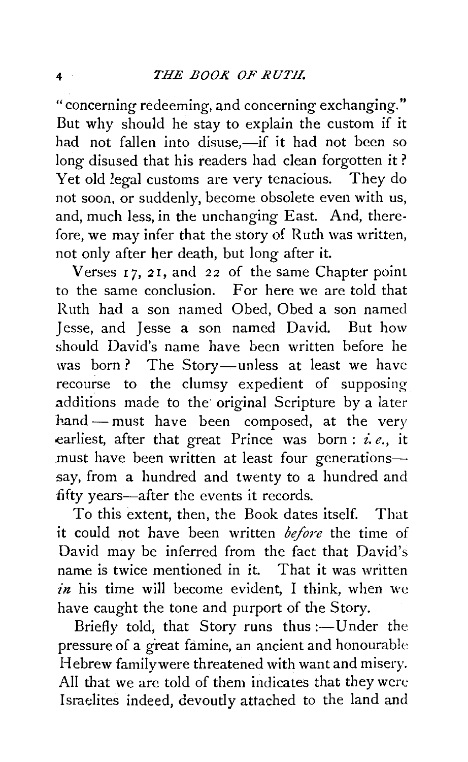"concerning redeeming, and concerning exchanging." But why should he stay to explain the custom if it had not fallen into disuse,—if it had not been so long disused that his readers had clean forgotten it? Yet old legal customs are very tenacious. They do not soon, or suddenly, become obsolete even with us, and, much less, in the unchanging East. And, therefore, we may infer that the story of Ruth was written, not only after her death, but long after it.

Verses 17, 21, and 22 of the same Chapter point to the same conclusion. For here we are told that Ruth had a son named Obed, Obed a son named Jesse, and Jesse a son named David. But how should David's name have been written before he was born? The Story—unless at least we have recourse to the clumsy expedient of supposing additions made to the original Scripture by a later hand — must have been composed, at the very earliest, after that great Prince was born: *i. e.*, it must have been written at least four generations—say, from a hundred and twenty to a hundred and fifty years—after the events it records.

To this extent, then, the Book dates itself. That it could not have been written *before* the time of David may be inferred from the fact that David's name is twice mentioned in it. That it was written *in* his time will become evident, I think, when we have caught the tone and purport of the Story.

Briefly told, that Story runs thus:—Under the pressure of a great famine, an ancient and honourable Hebrew family were threatened with want and misery. All that we are told of them indicates that they were Israelites indeed, devoutly attached to the land and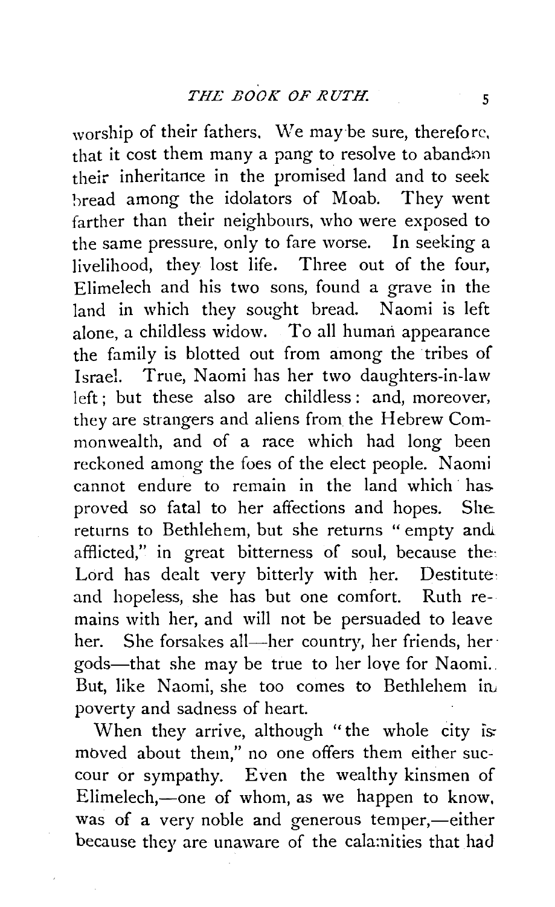worship of their fathers. We may be sure, therefore, that it cost them many a pang to resolve to abandon their inheritance in the promised land and to seek bread among the idolators of Moab. They went farther than their neighbours, who were exposed to the same pressure, only to fare worse. In seeking a livelihood, they lost life. Three out of the four, Elimelech and his two sons, found a grave in the land in which they sought bread. Naomi is left alone, a childless widow. To all human appearance the family is blotted out from among the tribes of Israel. True, Naomi has her two daughters-in-law left; but these also are childless: and, moreover, they are strangers and aliens from the Hebrew Commonwealth, and of a race which had long been reckoned among the foes of the elect people. Naomi cannot endure to remain in the land which has proved so fatal to her affections and hopes. She returns to Bethlehem, but she returns "empty and afflicted," in great bitterness of soul, because the Lord has dealt very bitterly with her. Destitute and hopeless, she has but one comfort. Ruth remains with her, and will not be persuaded to leave her. She forsakes all—her country, her friends, her gods—that she may be true to her love for Naomi. But, like Naomi, she too comes to Bethlehem in poverty and sadness of heart.

When they arrive, although "the whole city is moved about them," no one offers them either succour or sympathy. Even the wealthy kinsmen of Elimelech,—one of whom, as we happen to know, was of a very noble and generous temper,—either because they are unaware of the calamities that had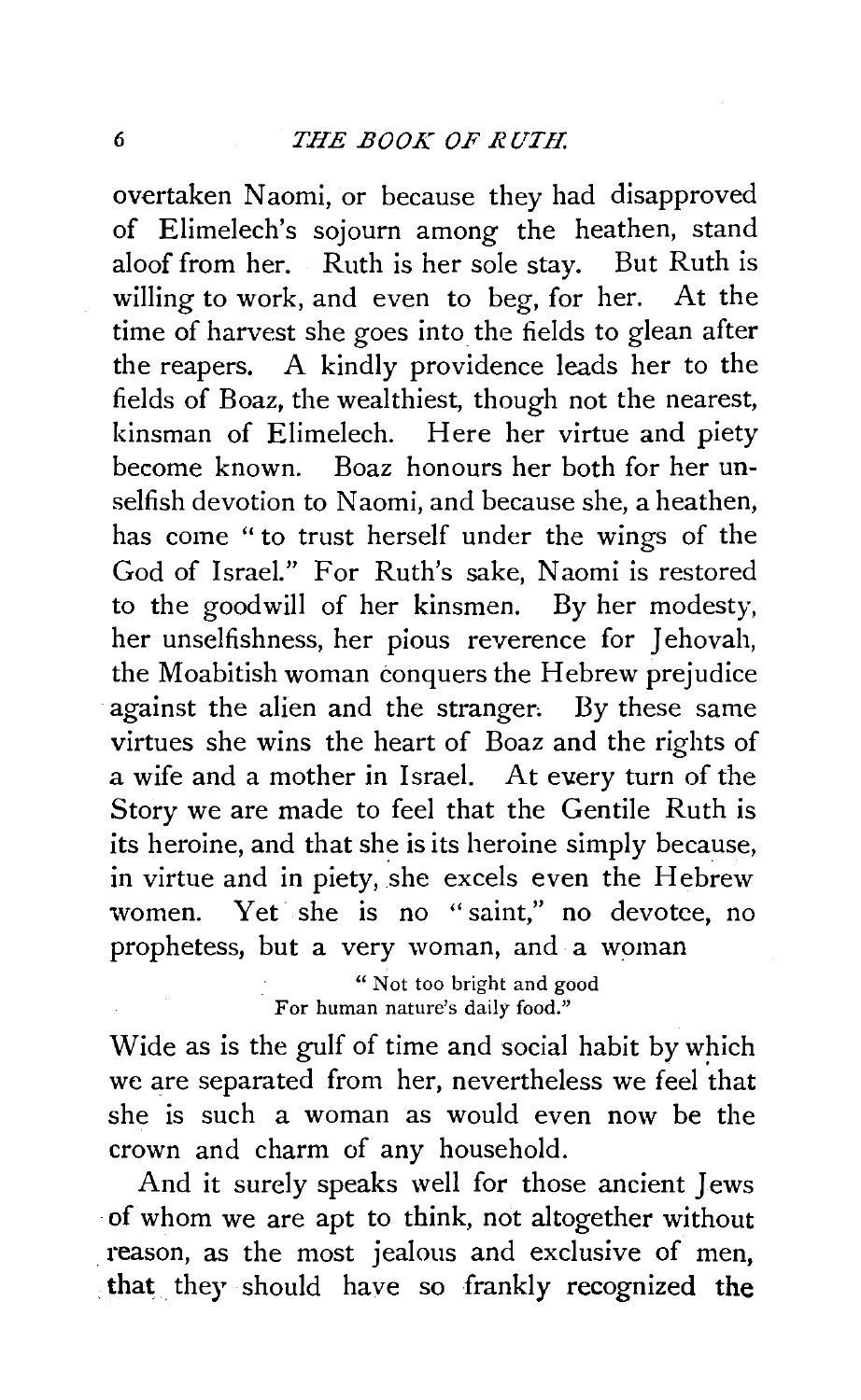overtaken Naomi, or because they had disapproved of Elimelech's sojourn among the heathen, stand aloof from her. Ruth is her sole stay. But Ruth is willing to work, and even to beg, for her. At the time of harvest she goes into the fields to glean after the reapers. A kindly providence leads her to the fields of Boaz, the wealthiest, though not the nearest, kinsman of Elimelech. Here her virtue and piety become known. Boaz honours her both for her unselfish devotion to Naomi, and because she, a heathen, has come "to trust herself under the wings of the God of Israel." For Ruth's sake, Naomi is restored to the goodwill of her kinsmen. By her modesty, her unselfishness, her pious reverence for Jehovah, the Moabitish woman conquers the Hebrew prejudice against the alien and the stranger. By these same virtues she wins the heart of Boaz and the rights of a wife and a mother in Israel. At every turn of the Story we are made to feel that the Gentile Ruth is its heroine, and that she is its heroine simply because, in virtue and in piety, she excels even the Hebrew women. Yet she is no "saint," no devotee, no prophetess, but a very woman, and a woman

> "Not too bright and good
> For human nature's daily food."

Wide as is the gulf of time and social habit by which we are separated from her, nevertheless we feel that she is such a woman as would even now be the crown and charm of any household.

And it surely speaks well for those ancient Jews of whom we are apt to think, not altogether without reason, as the most jealous and exclusive of men, that they should have so frankly recognized the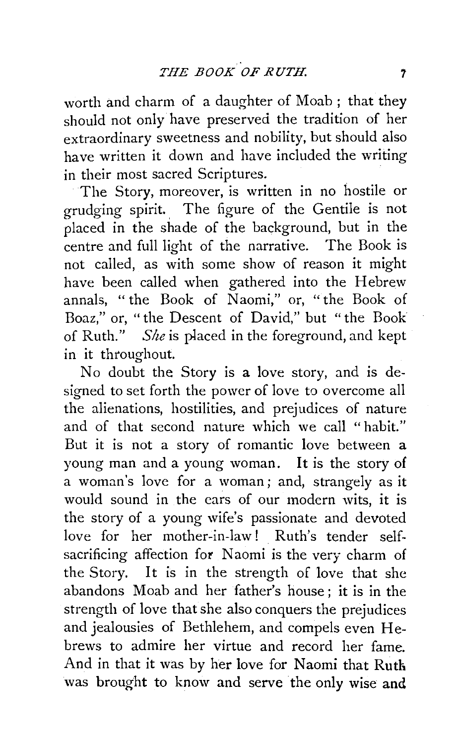worth and charm of a daughter of Moab; that they should not only have preserved the tradition of her extraordinary sweetness and nobility, but should also have written it down and have included the writing in their most sacred Scriptures.

The Story, moreover, is written in no hostile or grudging spirit. The figure of the Gentile is not placed in the shade of the background, but in the centre and full light of the narrative. The Book is not called, as with some show of reason it might have been called when gathered into the Hebrew annals, "the Book of Naomi," or, "the Book of Boaz," or, "the Descent of David," but "the Book of Ruth." *She* is placed in the foreground, and kept in it throughout.

No doubt the Story is a love story, and is designed to set forth the power of love to overcome all the alienations, hostilities, and prejudices of nature and of that second nature which we call "habit." But it is not a story of romantic love between a young man and a young woman. It is the story of a woman's love for a woman; and, strangely as it would sound in the ears of our modern wits, it is the story of a young wife's passionate and devoted love for her mother-in-law! Ruth's tender self-sacrificing affection for Naomi is the very charm of the Story. It is in the strength of love that she abandons Moab and her father's house; it is in the strength of love that she also conquers the prejudices and jealousies of Bethlehem, and compels even Hebrews to admire her virtue and record her fame. And in that it was by her love for Naomi that Ruth was brought to know and serve the only wise and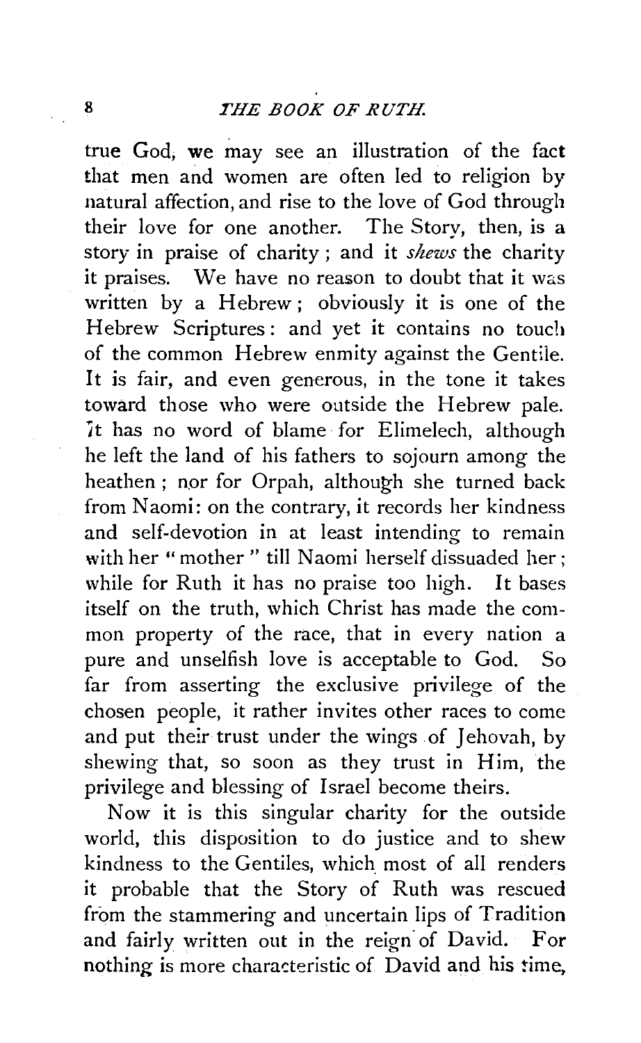true God, we may see an illustration of the fact that men and women are often led to religion by natural affection, and rise to the love of God through their love for one another. The Story, then, is a story in praise of charity; and it *shews* the charity it praises. We have no reason to doubt that it was written by a Hebrew; obviously it is one of the Hebrew Scriptures: and yet it contains no touch of the common Hebrew enmity against the Gentile. It is fair, and even generous, in the tone it takes toward those who were outside the Hebrew pale. It has no word of blame for Elimelech, although he left the land of his fathers to sojourn among the heathen; nor for Orpah, although she turned back from Naomi: on the contrary, it records her kindness and self-devotion in at least intending to remain with her "mother" till Naomi herself dissuaded her; while for Ruth it has no praise too high. It bases itself on the truth, which Christ has made the common property of the race, that in every nation a pure and unselfish love is acceptable to God. So far from asserting the exclusive privilege of the chosen people, it rather invites other races to come and put their trust under the wings of Jehovah, by shewing that, so soon as they trust in Him, the privilege and blessing of Israel become theirs.

Now it is this singular charity for the outside world, this disposition to do justice and to shew kindness to the Gentiles, which most of all renders it probable that the Story of Ruth was rescued from the stammering and uncertain lips of Tradition and fairly written out in the reign of David. For nothing is more characteristic of David and his time,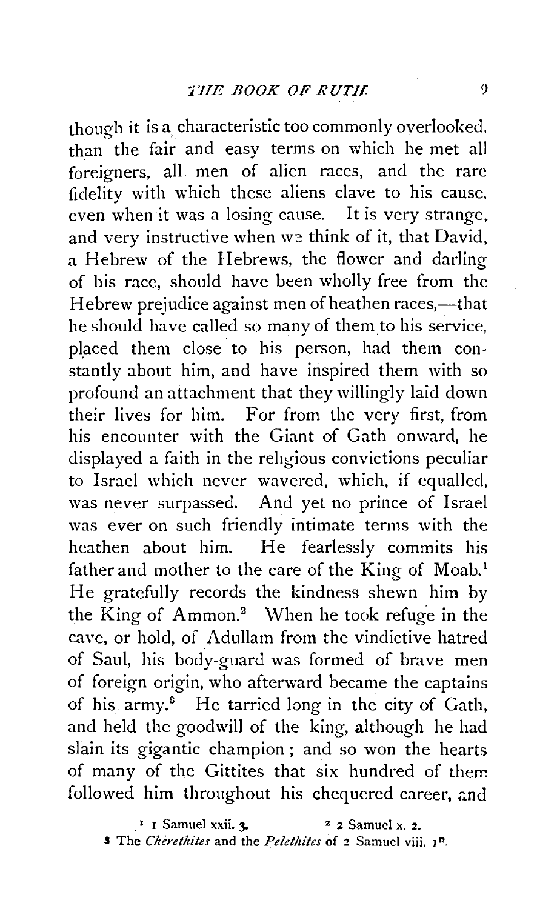though it is a characteristic too commonly overlooked, than the fair and easy terms on which he met all foreigners, all men of alien races, and the rare fidelity with which these aliens clave to his cause, even when it was a losing cause. It is very strange, and very instructive when we think of it, that David, a Hebrew of the Hebrews, the flower and darling of his race, should have been wholly free from the Hebrew prejudice against men of heathen races,—that he should have called so many of them to his service, placed them close to his person, had them constantly about him, and have inspired them with so profound an attachment that they willingly laid down their lives for him. For from the very first, from his encounter with the Giant of Gath onward, he displayed a faith in the religious convictions peculiar to Israel which never wavered, which, if equalled, was never surpassed. And yet no prince of Israel was ever on such friendly intimate terms with the heathen about him. He fearlessly commits his father and mother to the care of the King of Moab.[1] He gratefully records the kindness shewn him by the King of Ammon.[2] When he took refuge in the cave, or hold, of Adullam from the vindictive hatred of Saul, his body-guard was formed of brave men of foreign origin, who afterward became the captains of his army.[3] He tarried long in the city of Gath, and held the goodwill of the king, although he had slain its gigantic champion; and so won the hearts of many of the Gittites that six hundred of them followed him throughout his chequered career, and

[1] 1 Samuel xxii. 3.
[2] 2 Samuel x. 2.
[3] The *Cherethites* and the *Pelethites* of 2 Samuel viii. 18.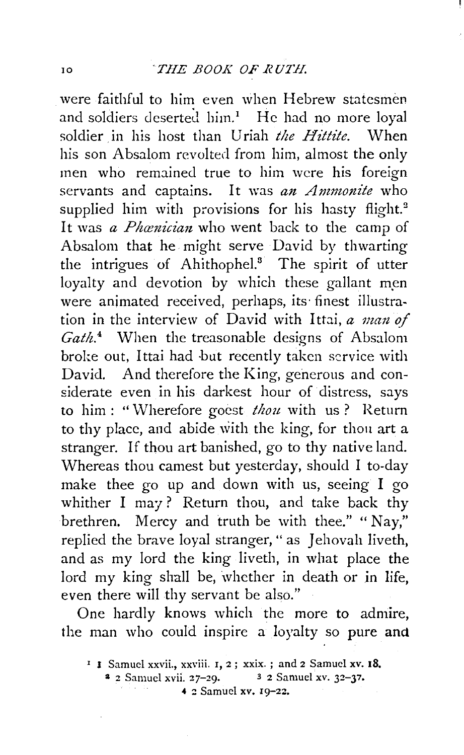were faithful to him even when Hebrew statesmen and soldiers deserted him.[1] He had no more loyal soldier in his host than Uriah *the Hittite*. When his son Absalom revolted from him, almost the only men who remained true to him were his foreign servants and captains. It was *an Ammonite* who supplied him with provisions for his hasty flight.[2] It was *a Phœnician* who went back to the camp of Absalom that he might serve David by thwarting the intrigues of Ahithophel.[3] The spirit of utter loyalty and devotion by which these gallant men were animated received, perhaps, its finest illustration in the interview of David with Ittai, *a man of Gath*.[4] When the treasonable designs of Absalom broke out, Ittai had but recently taken service with David. And therefore the King, generous and considerate even in his darkest hour of distress, says to him: "Wherefore goest *thou* with us? Return to thy place, and abide with the king, for thou art a stranger. If thou art banished, go to thy native land. Whereas thou camest but yesterday, should I to-day make thee go up and down with us, seeing I go whither I may? Return thou, and take back thy brethren. Mercy and truth be with thee." "Nay," replied the brave loyal stranger, "as Jehovah liveth, and as my lord the king liveth, in what place the lord my king shall be, whether in death or in life, even there will thy servant be also."

One hardly knows which the more to admire, the man who could inspire a loyalty so pure and

[1] 1 Samuel xxvii., xxviii. 1, 2; xxix.; and 2 Samuel xv. 18.

[2] 2 Samuel xvii. 27–29.

[3] 2 Samuel xv. 32–37.

[4] 2 Samuel xv. 19–22.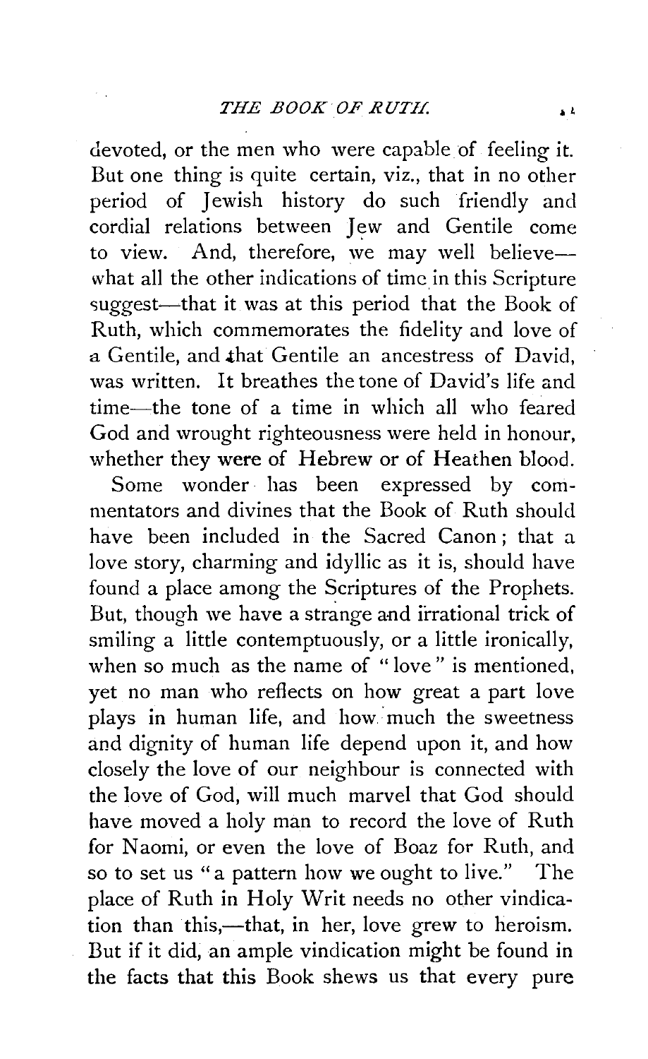devoted, or the men who were capable of feeling it. But one thing is quite certain, viz., that in no other period of Jewish history do such friendly and cordial relations between Jew and Gentile come to view. And, therefore, we may well believe—what all the other indications of time in this Scripture suggest—that it was at this period that the Book of Ruth, which commemorates the fidelity and love of a Gentile, and that Gentile an ancestress of David, was written. It breathes the tone of David's life and time—the tone of a time in which all who feared God and wrought righteousness were held in honour, whether they were of Hebrew or of Heathen blood.

Some wonder has been expressed by commentators and divines that the Book of Ruth should have been included in the Sacred Canon; that a love story, charming and idyllic as it is, should have found a place among the Scriptures of the Prophets. But, though we have a strange and irrational trick of smiling a little contemptuously, or a little ironically, when so much as the name of "love" is mentioned, yet no man who reflects on how great a part love plays in human life, and how much the sweetness and dignity of human life depend upon it, and how closely the love of our neighbour is connected with the love of God, will much marvel that God should have moved a holy man to record the love of Ruth for Naomi, or even the love of Boaz for Ruth, and so to set us "a pattern how we ought to live." The place of Ruth in Holy Writ needs no other vindication than this,—that, in her, love grew to heroism. But if it did, an ample vindication might be found in the facts that this Book shews us that every pure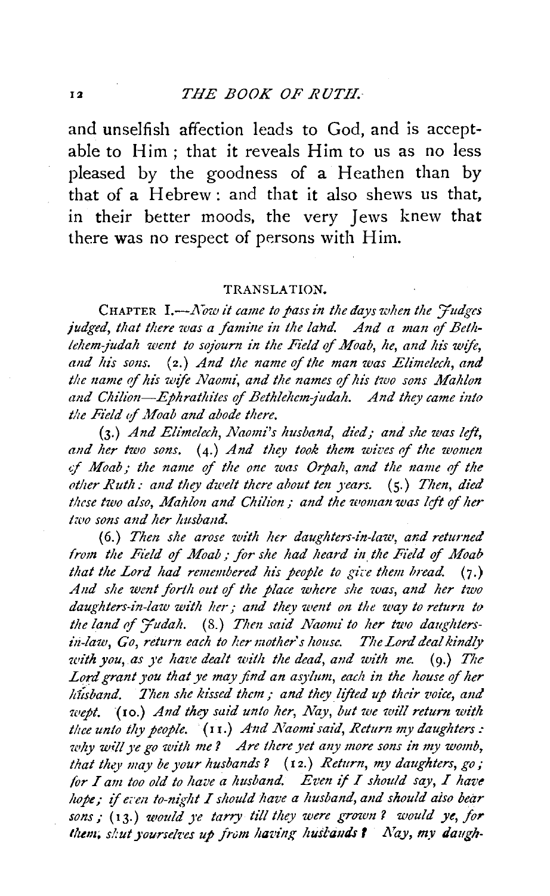and unselfish affection leads to God, and is acceptable to Him; that it reveals Him to us as no less pleased by the goodness of a Heathen than by that of a Hebrew: and that it also shews us that, in their better moods, the very Jews knew that there was no respect of persons with Him.

## TRANSLATION.

CHAPTER I.—*Now it came to pass in the days when the Judges judged, that there was a famine in the land. And a man of Beth-lehem-judah went to sojourn in the Field of Moab, he, and his wife, and his sons.* (2.) *And the name of the man was Elimelech, and the name of his wife Naomi, and the names of his two sons Mahlon and Chilion—Ephrathites of Bethlehem-judah. And they came into the Field of Moab and abode there.*

(3.) *And Elimelech, Naomi's husband, died; and she was left, and her two sons.* (4.) *And they took them wives of the women of Moab; the name of the one was Orpah, and the name of the other Ruth: and they dwelt there about ten years.* (5.) *Then, died these two also, Mahlon and Chilion; and the woman was left of her two sons and her husband.*

(6.) *Then she arose with her daughters-in-law, and returned from the Field of Moab; for she had heard in the Field of Moab that the Lord had remembered his people to give them bread.* (7.) *And she went forth out of the place where she was, and her two daughters-in-law with her; and they went on the way to return to the land of Judah.* (8.) *Then said Naomi to her two daughters-in-law, Go, return each to her mother's house. The Lord deal kindly with you, as ye have dealt with the dead, and with me.* (9.) *The Lord grant you that ye may find an asylum, each in the house of her husband. Then she kissed them; and they lifted up their voice, and wept.* (10.) *And they said unto her, Nay, but we will return with thee unto thy people.* (11.) *And Naomi said, Return my daughters: why will ye go with me? Are there yet any more sons in my womb, that they may be your husbands?* (12.) *Return, my daughters, go; for I am too old to have a husband. Even if I should say, I have hope; if even to-night I should have a husband, and should also bear sons;* (13.) *would ye tarry till they were grown? would ye, for them, shut yourselves up from having husbands? Nay, my daugh-*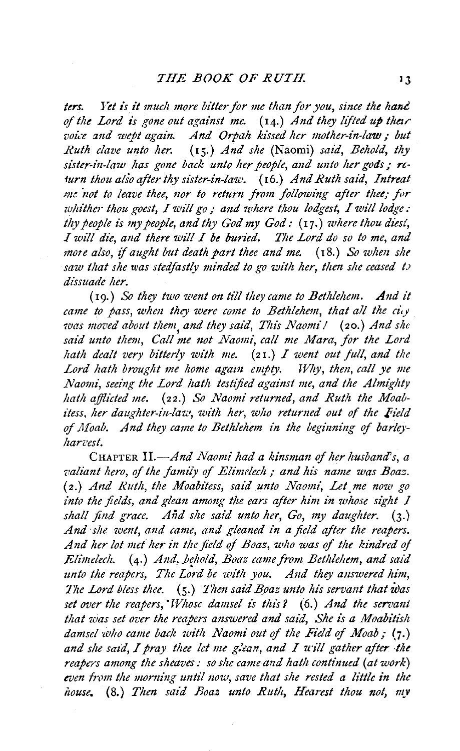*ters. Yet is it much more bitter for me than for you, since the hand of the Lord is gone out against me.* (14.) *And they lifted up their voice and wept again. And Orpah kissed her mother-in-law; but Ruth clave unto her.* (15.) *And she* (Naomi) *said, Behold, thy sister-in-law has gone back unto her people, and unto her gods; return thou also after thy sister-in-law.* (16.) *And Ruth said, Intreat me not to leave thee, nor to return from following after thee; for whither thou goest, I will go; and where thou lodgest, I will lodge: thy people is my people, and thy God my God:* (17.) *where thou diest, I will die, and there will I be buried. The Lord do so to me, and more also, if aught but death part thee and me.* (18.) *So when she saw that she was stedfastly minded to go with her, then she ceased to dissuade her.*

(19.) *So they two went on till they came to Bethlehem. And it came to pass, when they were come to Bethlehem, that all the city was moved about them, and they said, This Naomi!* (20.) *And she said unto them, Call me not Naomi, call me Mara, for the Lord hath dealt very bitterly with me.* (21.) *I went out full, and the Lord hath brought me home again empty. Why, then, call ye me Naomi, seeing the Lord hath testified against me, and the Almighty hath afflicted me.* (22.) *So Naomi returned, and Ruth the Moabitess, her daughter-in-law, with her, who returned out of the Field of Moab. And they came to Bethlehem in the beginning of barley-harvest.*

CHAPTER II.—*And Naomi had a kinsman of her husband's, a valiant hero, of the family of Elimelech; and his name was Boaz.* (2.) *And Ruth, the Moabitess, said unto Naomi, Let me now go into the fields, and glean among the ears after him in whose sight I shall find grace. And she said unto her, Go, my daughter.* (3.) *And she went, and came, and gleaned in a field after the reapers. And her lot met her in the field of Boaz, who was of the kindred of Elimelech.* (4.) *And, behold, Boaz came from Bethlehem, and said unto the reapers, The Lord be with you. And they answered him, The Lord bless thee.* (5.) *Then said Boaz unto his servant that was set over the reapers, Whose damsel is this?* (6.) *And the servant that was set over the reapers answered and said, She is a Moabitish damsel who came back with Naomi out of the Field of Moab;* (7.) *and she said, I pray thee let me glean, and I will gather after the reapers among the sheaves: so she came and hath continued* (*at work*) *even from the morning until now, save that she rested a little in the house.* (8.) *Then said Boaz unto Ruth, Hearest thou not, my*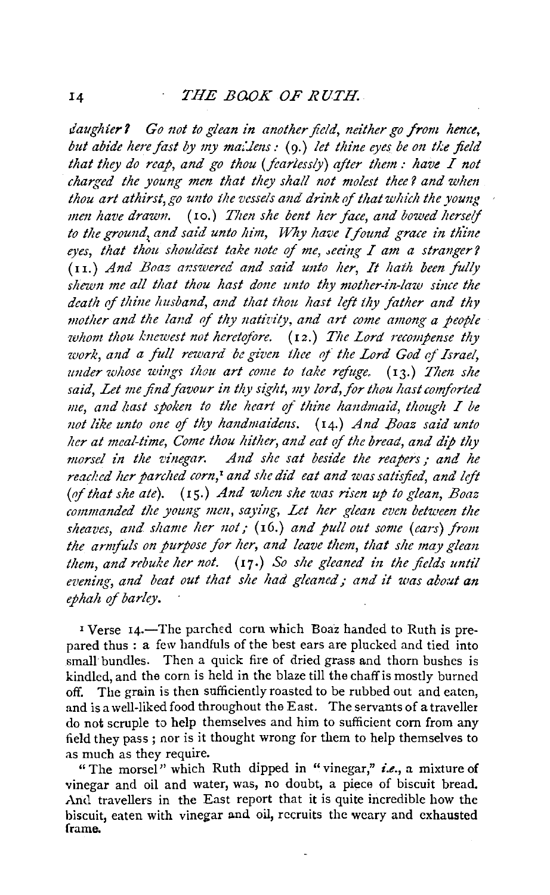*daughter? Go not to glean in another field, neither go from hence, but abide here fast by my maidens:* (9.) *let thine eyes be on the field that they do reap, and go thou (fearlessly) after them: have I not charged the young men that they shall not molest thee? and when thou art athirst, go unto the vessels and drink of that which the young men have drawn.* (10.) *Then she bent her face, and bowed herself to the ground, and said unto him, Why have I found grace in thine eyes, that thou shouldest take note of me, seeing I am a stranger?* (11.) *And Boaz answered and said unto her, It hath been fully shewn me all that thou hast done unto thy mother-in-law since the death of thine husband, and that thou hast left thy father and thy mother and the land of thy nativity, and art come among a people whom thou knewest not heretofore.* (12.) *The Lord recompense thy work, and a full reward be given thee of the Lord God of Israel, under whose wings thou art come to take refuge.* (13.) *Then she said, Let me find favour in thy sight, my lord, for thou hast comforted me, and hast spoken to the heart of thine handmaid, though I be not like unto one of thy handmaidens.* (14.) *And Boaz said unto her at meal-time, Come thou hither, and eat of the bread, and dip thy morsel in the vinegar. And she sat beside the reapers; and he reached her parched corn,*[1] *and she did eat and was satisfied, and left (of that she ate).* (15.) *And when she was risen up to glean, Boaz commanded the young men, saying, Let her glean even between the sheaves, and shame her not;* (16.) *and pull out some (ears) from the armfuls on purpose for her, and leave them, that she may glean them, and rebuke her not.* (17.) *So she gleaned in the fields until evening, and beat out that she had gleaned; and it was about an ephah of barley.*

[1] Verse 14.—The parched corn which Boaz handed to Ruth is prepared thus: a few handfuls of the best ears are plucked and tied into small bundles. Then a quick fire of dried grass and thorn bushes is kindled, and the corn is held in the blaze till the chaff is mostly burned off. The grain is then sufficiently roasted to be rubbed out and eaten, and is a well-liked food throughout the East. The servants of a traveller do not scruple to help themselves and him to sufficient corn from any field they pass; nor is it thought wrong for them to help themselves to as much as they require.

"The morsel" which Ruth dipped in "vinegar," *i.e.*, a mixture of vinegar and oil and water, was, no doubt, a piece of biscuit bread. And travellers in the East report that it is quite incredible how the biscuit, eaten with vinegar and oil, recruits the weary and exhausted frame.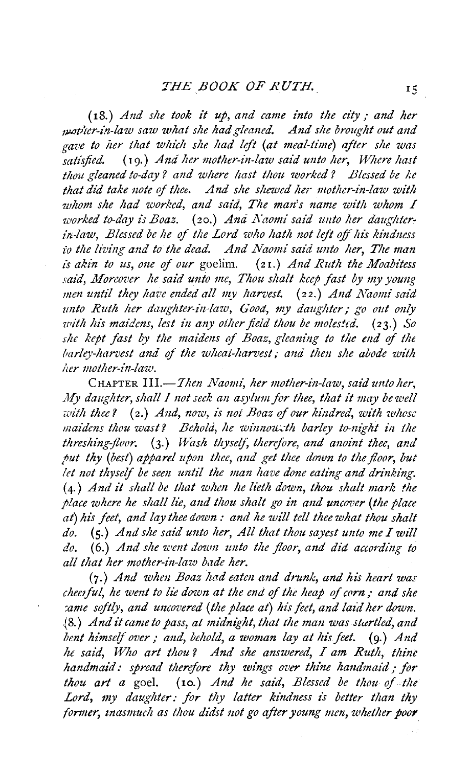(18.) *And she took it up, and came into the city; and her mother-in-law saw what she had gleaned. And she brought out and gave to her that which she had left (at meal-time) after she was satisfied.* (19.) *And her mother-in-law said unto her, Where hast thou gleaned to-day? and where hast thou worked? Blessed be he that did take note of thee. And she shewed her mother-in-law with whom she had worked, and said, The man's name with whom I worked to-day is Boaz.* (20.) *And Naomi said unto her daughter-in-law, Blessed be he of the Lord who hath not left off his kindness to the living and to the dead. And Naomi said unto her, The man is akin to us, one of our* goelim. (21.) *And Ruth the Moabitess said, Moreover he said unto me, Thou shalt keep fast by my young men until they have ended all my harvest.* (22.) *And Naomi said unto Ruth her daughter-in-law, Good, my daughter; go out only with his maidens, lest in any other field thou be molested.* (23.) *So she kept fast by the maidens of Boaz, gleaning to the end of the barley-harvest and of the wheat-harvest; and then she abode with her mother-in-law.*

CHAPTER III.—*Then Naomi, her mother-in-law, said unto her, My daughter, shall I not seek an asylum for thee, that it may be well with thee?* (2.) *And, now, is not Boaz of our kindred, with whose maidens thou wast? Behold, he winnoweth barley to-night in the threshing-floor.* (3.) *Wash thyself, therefore, and anoint thee, and put thy (best) apparel upon thee, and get thee down to the floor, but let not thyself be seen until the man have done eating and drinking.* (4.) *And it shall be that when he lieth down, thou shalt mark the place where he shall lie, and thou shalt go in and uncover (the place at) his feet, and lay thee down: and he will tell thee what thou shalt do.* (5.) *And she said unto her, All that thou sayest unto me I will do.* (6.) *And she went down unto the floor, and did according to all that her mother-in-law bade her.*

(7.) *And when Boaz had eaten and drunk, and his heart was cheerful, he went to lie down at the end of the heap of corn; and she came softly, and uncovered (the place at) his feet, and laid her down.* (8.) *And it came to pass, at midnight, that the man was startled, and bent himself over; and, behold, a woman lay at his feet.* (9.) *And he said, Who art thou? And she answered, I am Ruth, thine handmaid: spread therefore thy wings over thine handmaid; for thou art a* goel. (10.) *And he said, Blessed be thou of the Lord, my daughter: for thy latter kindness is better than thy former, inasmuch as thou didst not go after young men, whether poor*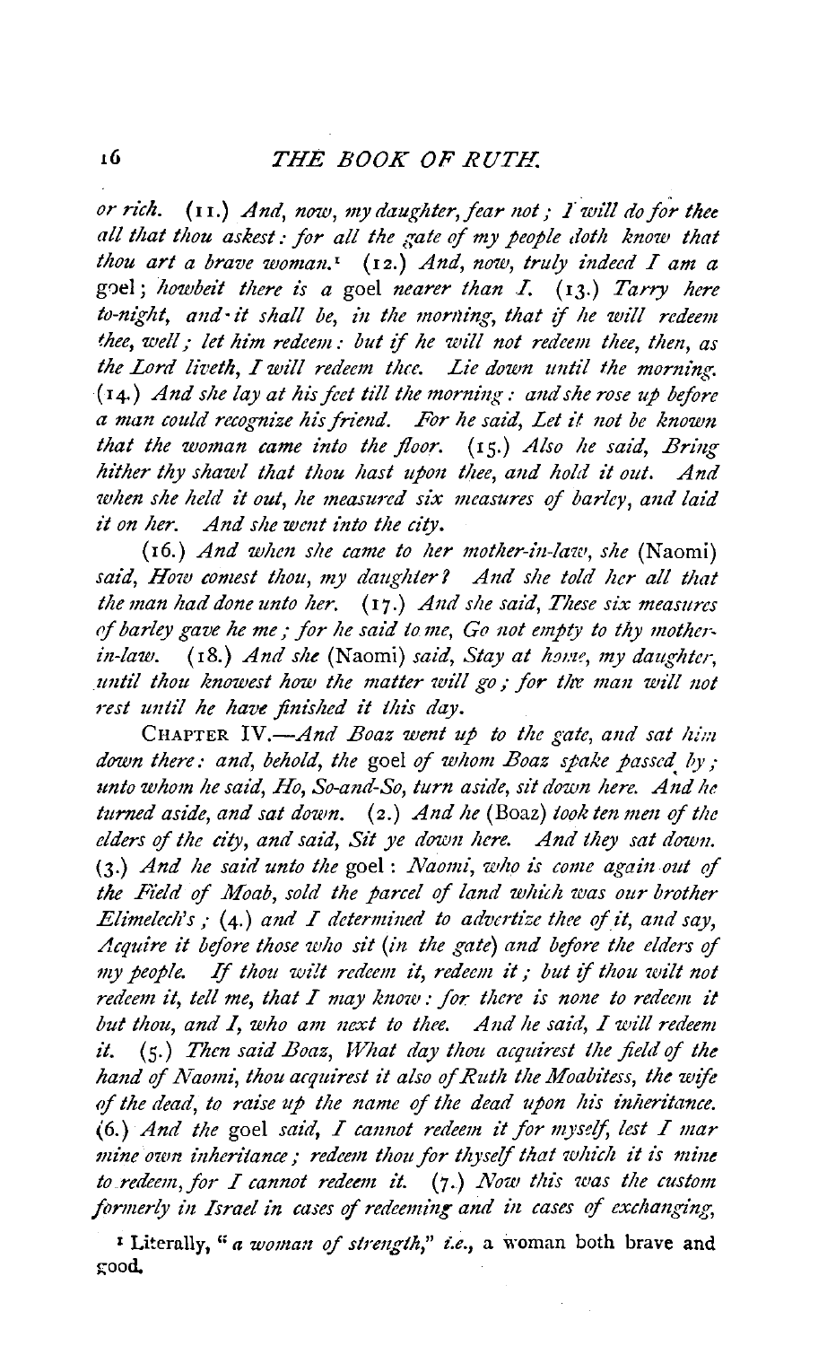*or rich.* (11.) *And, now, my daughter, fear not; I will do for thee all that thou askest: for all the gate of my people doth know that thou art a brave woman.*[1] (12.) *And, now, truly indeed I am a* goel; *howbeit there is a* goel *nearer than I.* (13.) *Tarry here to-night, and it shall be, in the morning, that if he will redeem thee, well; let him redeem: but if he will not redeem thee, then, as the Lord liveth, I will redeem thee. Lie down until the morning.* (14.) *And she lay at his feet till the morning: and she rose up before a man could recognize his friend. For he said, Let it not be known that the woman came into the floor.* (15.) *Also he said, Bring hither thy shawl that thou hast upon thee, and hold it out. And when she held it out, he measured six measures of barley, and laid it on her. And she went into the city.*

(16.) *And when she came to her mother-in-law, she* (Naomi) *said, How comest thou, my daughter? And she told her all that the man had done unto her.* (17.) *And she said, These six measures of barley gave he me; for he said to me, Go not empty to thy mother-in-law.* (18.) *And she* (Naomi) *said, Stay at home, my daughter, until thou knowest how the matter will go; for the man will not rest until he have finished it this day.*

CHAPTER IV.—*And Boaz went up to the gate, and sat him down there: and, behold, the* goel *of whom Boaz spake passed by; unto whom he said, Ho, So-and-So, turn aside, sit down here. And he turned aside, and sat down.* (2.) *And he* (Boaz) *took ten men of the elders of the city, and said, Sit ye down here. And they sat down.* (3.) *And he said unto the* goel: *Naomi, who is come again out of the Field of Moab, sold the parcel of land which was our brother Elimelech's;* (4.) *and I determined to advertize thee of it, and say, Acquire it before those who sit* (*in the gate*) *and before the elders of my people. If thou wilt redeem it, redeem it; but if thou wilt not redeem it, tell me, that I may know: for there is none to redeem it but thou, and I, who am next to thee. And he said, I will redeem it.* (5.) *Then said Boaz, What day thou acquirest the field of the hand of Naomi, thou acquirest it also of Ruth the Moabitess, the wife of the dead, to raise up the name of the dead upon his inheritance.* (6.) *And the* goel *said, I cannot redeem it for myself, lest I mar mine own inheritance; redeem thou for thyself that which it is mine to redeem, for I cannot redeem it.* (7.) *Now this was the custom formerly in Israel in cases of redeeming and in cases of exchanging,*

[1] Literally, "*a woman of strength*," *i.e.*, a woman both brave and good.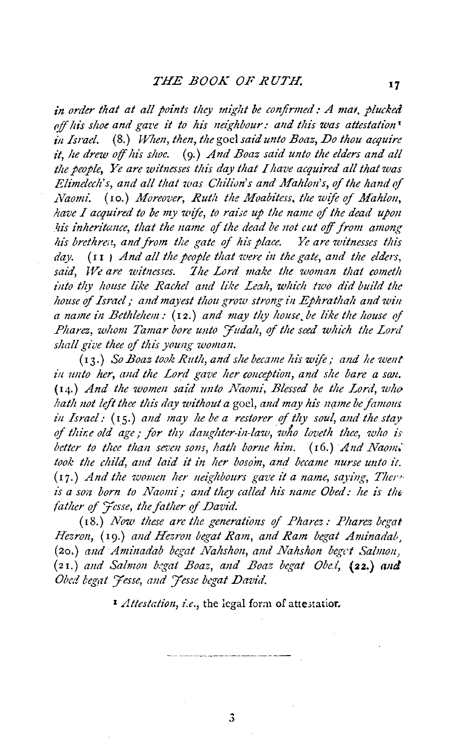*in order that at all points they might be confirmed: A man plucked off his shoe and gave it to his neighbour: and this was attestation*[1] *in Israel.* (8.) *When, then, the* goel *said unto Boaz, Do thou acquire it, he drew off his shoe.* (9.) *And Boaz said unto the elders and all the people, Ye are witnesses this day that I have acquired all that was Elimelech's, and all that was Chilion's and Mahlon's, of the hand of Naomi.* (10.) *Moreover, Ruth the Moabitess, the wife of Mahlon, have I acquired to be my wife, to raise up the name of the dead upon his inheritance, that the name of the dead be not cut off from among his brethren, and from the gate of his place. Ye are witnesses this day.* (11.) *And all the people that were in the gate, and the elders, said, We are witnesses. The Lord make the woman that cometh into thy house like Rachel and like Leah, which two did build the house of Israel; and mayest thou grow strong in Ephrathah and win a name in Bethlehem:* (12.) *and may thy house be like the house of Pharez, whom Tamar bore unto Judah, of the seed which the Lord shall give thee of this young woman.*

(13.) *So Boaz took Ruth, and she became his wife; and he went in unto her, and the Lord gave her conception, and she bare a son.* (14.) *And the women said unto Naomi, Blessed be the Lord, who hath not left thee this day without a* goel, *and may his name be famous in Israel:* (15.) *and may he be a restorer of thy soul, and the stay of thine old age; for thy daughter-in-law, who loveth thee, who is better to thee than seven sons, hath borne him.* (16.) *And Naomi took the child, and laid it in her bosom, and became nurse unto it.* (17.) *And the women her neighbours gave it a name, saying, There is a son born to Naomi; and they called his name Obed: he is the father of Jesse, the father of David.*

(18.) *Now these are the generations of Pharez: Pharez begat Hezron,* (19.) *and Hezron begat Ram, and Ram begat Aminadab,* (20.) *and Aminadab begat Nahshon, and Nahshon begat Salmon,* (21.) *and Salmon begat Boaz, and Boaz begat Obed,* (22.) *and Obed begat Jesse, and Jesse begat David.*

[1] *Attestation, i.e.*, the legal form of attestation.